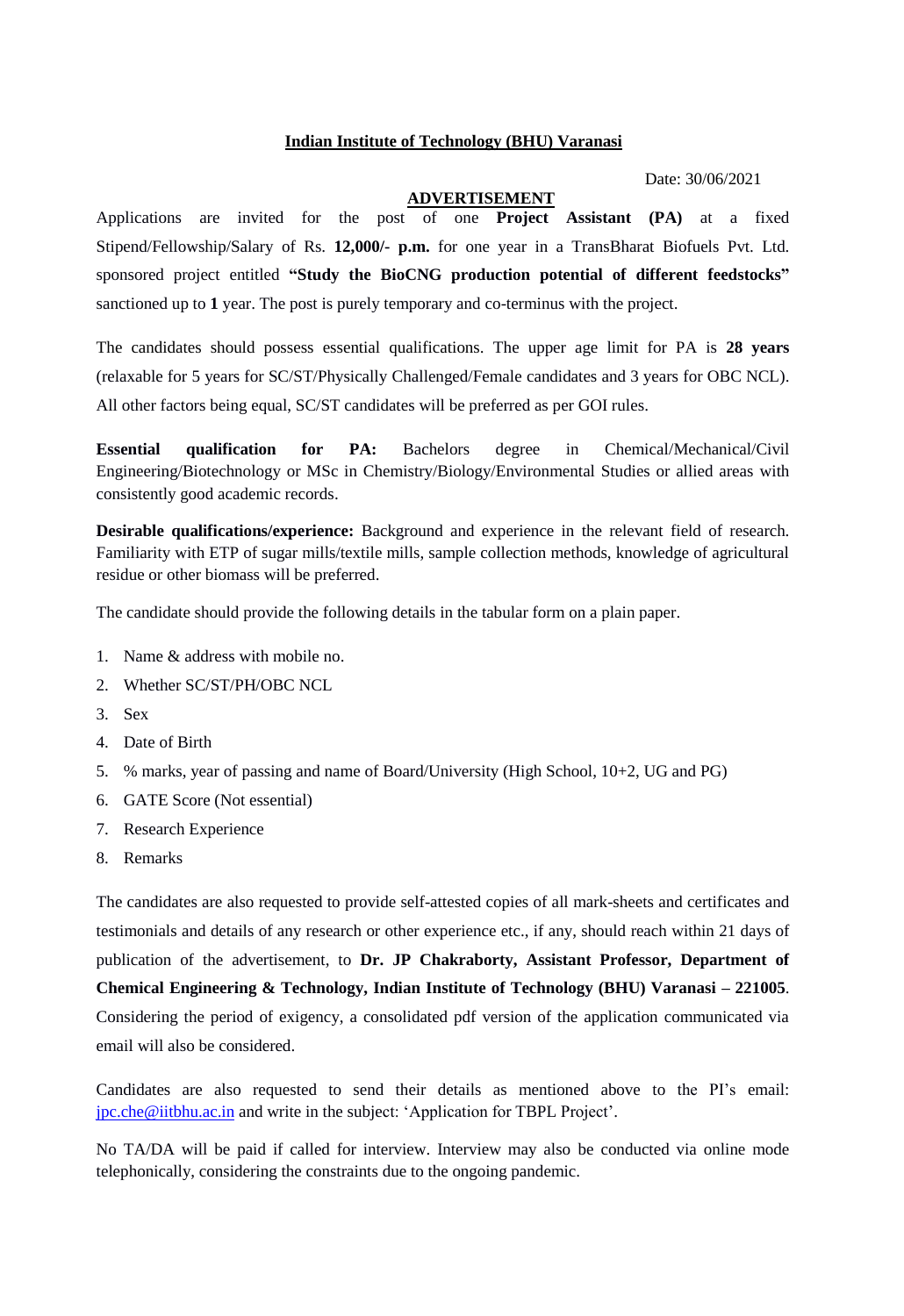**Indian Institute of Technology (BHU) Varanasi**

Date: 30/06/2021

**ADVERTISEMENT**

Applications are invited for the post of one **Project Assistant (PA)** at a fixed Stipend/Fellowship/Salary of Rs. **12,000/- p.m.** for one year in a TransBharat Biofuels Pvt. Ltd. sponsored project entitled **"Study the BioCNG production potential of different feedstocks"** sanctioned up to **1** year. The post is purely temporary and co-terminus with the project.

The candidates should possess essential qualifications. The upper age limit for PA is **28 years** (relaxable for 5 years for SC/ST/Physically Challenged/Female candidates and 3 years for OBC NCL). All other factors being equal, SC/ST candidates will be preferred as per GOI rules.

**Essential qualification for PA:** Bachelors degree in Chemical/Mechanical/Civil Engineering/Biotechnology or MSc in Chemistry/Biology/Environmental Studies or allied areas with consistently good academic records.

**Desirable qualifications/experience:** Background and experience in the relevant field of research. Familiarity with ETP of sugar mills/textile mills, sample collection methods, knowledge of agricultural residue or other biomass will be preferred.

The candidate should provide the following details in the tabular form on a plain paper.

1. Name & address with mobile no.
2. Whether SC/ST/PH/OBC NCL
3. Sex
4. Date of Birth
5. % marks, year of passing and name of Board/University (High School, 10+2, UG and PG)
6. GATE Score (Not essential)
7. Research Experience
8. Remarks

The candidates are also requested to provide self-attested copies of all mark-sheets and certificates and testimonials and details of any research or other experience etc., if any, should reach within 21 days of publication of the advertisement, to **Dr. JP Chakraborty, Assistant Professor, Department of Chemical Engineering & Technology, Indian Institute of Technology (BHU) Varanasi – 221005**. Considering the period of exigency, a consolidated pdf version of the application communicated via email will also be considered.

Candidates are also requested to send their details as mentioned above to the PI's email: jpc.che@iitbhu.ac.in and write in the subject: 'Application for TBPL Project'.

No TA/DA will be paid if called for interview. Interview may also be conducted via online mode telephonically, considering the constraints due to the ongoing pandemic.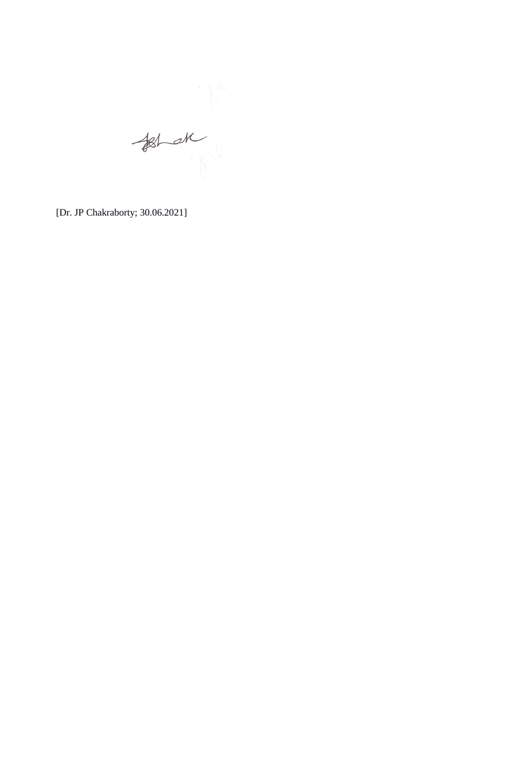[Dr. JP Chakraborty; 30.06.2021]